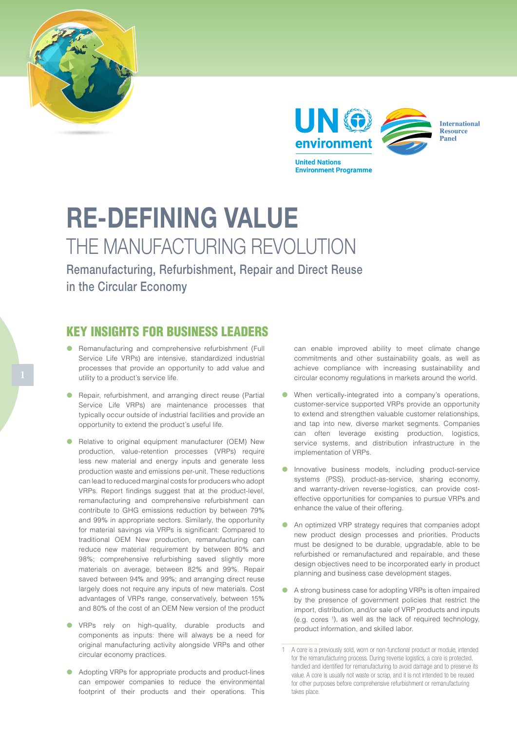UN environment

United Nations Environment Programme

International Resource Panel

# RE-DEFINING VALUE

## THE MANUFACTURING REVOLUTION

### Remanufacturing, Refurbishment, Repair and Direct Reuse in the Circular Economy

## KEY INSIGHTS FOR BUSINESS LEADERS

- Remanufacturing and comprehensive refurbishment (Full Service Life VRPs) are intensive, standardized industrial processes that provide an opportunity to add value and utility to a product's service life.
- Repair, refurbishment, and arranging direct reuse (Partial Service Life VRPs) are maintenance processes that typically occur outside of industrial facilities and provide an opportunity to extend the product's useful life.
- Relative to original equipment manufacturer (OEM) New production, value-retention processes (VRPs) require less new material and energy inputs and generate less production waste and emissions per-unit. These reductions can lead to reduced marginal costs for producers who adopt VRPs. Report findings suggest that at the product-level, remanufacturing and comprehensive refurbishment can contribute to GHG emissions reduction by between 79% and 99% in appropriate sectors. Similarly, the opportunity for material savings via VRPs is significant: Compared to traditional OEM New production, remanufacturing can reduce new material requirement by between 80% and 98%; comprehensive refurbishing saved slightly more materials on average, between 82% and 99%. Repair saved between 94% and 99%; and arranging direct reuse largely does not require any inputs of new materials. Cost advantages of VRPs range, conservatively, between 15% and 80% of the cost of an OEM New version of the product
- VRPs rely on high-quality, durable products and components as inputs: there will always be a need for original manufacturing activity alongside VRPs and other circular economy practices.
- Adopting VRPs for appropriate products and product-lines can empower companies to reduce the environmental footprint of their products and their operations. This can enable improved ability to meet climate change commitments and other sustainability goals, as well as achieve compliance with increasing sustainability and circular economy regulations in markets around the world.
- When vertically-integrated into a company's operations, customer-service supported VRPs provide an opportunity to extend and strengthen valuable customer relationships, and tap into new, diverse market segments. Companies can often leverage existing production, logistics, service systems, and distribution infrastructure in the implementation of VRPs.
- Innovative business models, including product-service systems (PSS), product-as-service, sharing economy, and warranty-driven reverse-logistics, can provide cost-effective opportunities for companies to pursue VRPs and enhance the value of their offering.
- An optimized VRP strategy requires that companies adopt new product design processes and priorities. Products must be designed to be durable, upgradable, able to be refurbished or remanufactured and repairable, and these design objectives need to be incorporated early in product planning and business case development stages.
- A strong business case for adopting VRPs is often impaired by the presence of government policies that restrict the import, distribution, and/or sale of VRP products and inputs (e.g. cores [1]), as well as the lack of required technology, product information, and skilled labor.

[1] A core is a previously sold, worn or non-functional product or module, intended for the remanufacturing process. During reverse logistics, a core is protected, handled and identified for remanufacturing to avoid damage and to preserve its value. A core is usually not waste or scrap, and it is not intended to be reused for other purposes before comprehensive refurbishment or remanufacturing takes place.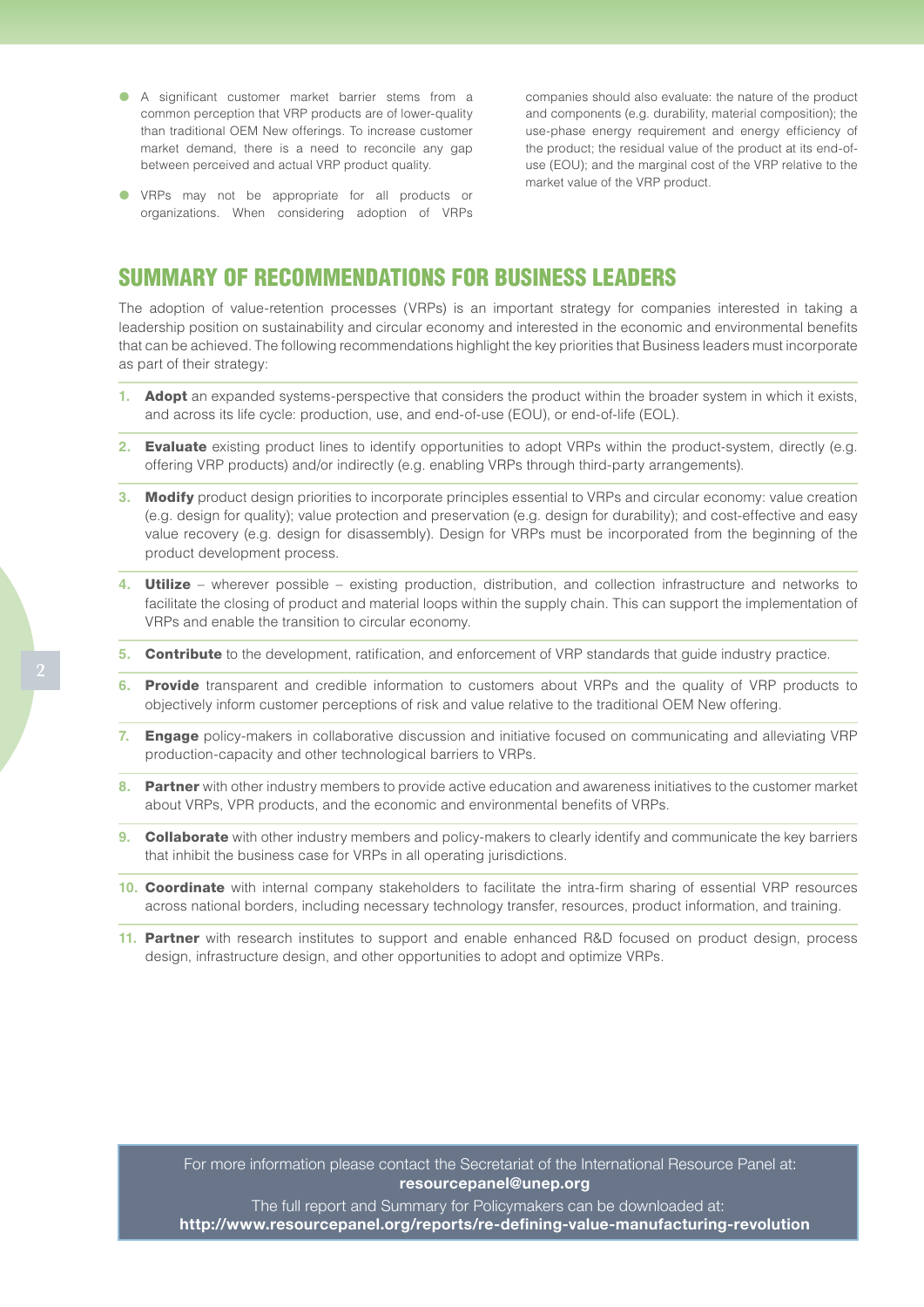- A significant customer market barrier stems from a common perception that VRP products are of lower-quality than traditional OEM New offerings. To increase customer market demand, there is a need to reconcile any gap between perceived and actual VRP product quality.
- VRPs may not be appropriate for all products or organizations. When considering adoption of VRPs companies should also evaluate: the nature of the product and components (e.g. durability, material composition); the use-phase energy requirement and energy efficiency of the product; the residual value of the product at its end-of-use (EOU); and the marginal cost of the VRP relative to the market value of the VRP product.

## SUMMARY OF RECOMMENDATIONS FOR BUSINESS LEADERS

The adoption of value-retention processes (VRPs) is an important strategy for companies interested in taking a leadership position on sustainability and circular economy and interested in the economic and environmental benefits that can be achieved. The following recommendations highlight the key priorities that Business leaders must incorporate as part of their strategy:

1. **Adopt** an expanded systems-perspective that considers the product within the broader system in which it exists, and across its life cycle: production, use, and end-of-use (EOU), or end-of-life (EOL).
2. **Evaluate** existing product lines to identify opportunities to adopt VRPs within the product-system, directly (e.g. offering VRP products) and/or indirectly (e.g. enabling VRPs through third-party arrangements).
3. **Modify** product design priorities to incorporate principles essential to VRPs and circular economy: value creation (e.g. design for quality); value protection and preservation (e.g. design for durability); and cost-effective and easy value recovery (e.g. design for disassembly). Design for VRPs must be incorporated from the beginning of the product development process.
4. **Utilize** – wherever possible – existing production, distribution, and collection infrastructure and networks to facilitate the closing of product and material loops within the supply chain. This can support the implementation of VRPs and enable the transition to circular economy.
5. **Contribute** to the development, ratification, and enforcement of VRP standards that guide industry practice.
6. **Provide** transparent and credible information to customers about VRPs and the quality of VRP products to objectively inform customer perceptions of risk and value relative to the traditional OEM New offering.
7. **Engage** policy-makers in collaborative discussion and initiative focused on communicating and alleviating VRP production-capacity and other technological barriers to VRPs.
8. **Partner** with other industry members to provide active education and awareness initiatives to the customer market about VRPs, VPR products, and the economic and environmental benefits of VRPs.
9. **Collaborate** with other industry members and policy-makers to clearly identify and communicate the key barriers that inhibit the business case for VRPs in all operating jurisdictions.
10. **Coordinate** with internal company stakeholders to facilitate the intra-firm sharing of essential VRP resources across national borders, including necessary technology transfer, resources, product information, and training.
11. **Partner** with research institutes to support and enable enhanced R&D focused on product design, process design, infrastructure design, and other opportunities to adopt and optimize VRPs.

For more information please contact the Secretariat of the International Resource Panel at:
**resourcepanel@unep.org**

The full report and Summary for Policymakers can be downloaded at:
**http://www.resourcepanel.org/reports/re-defining-value-manufacturing-revolution**